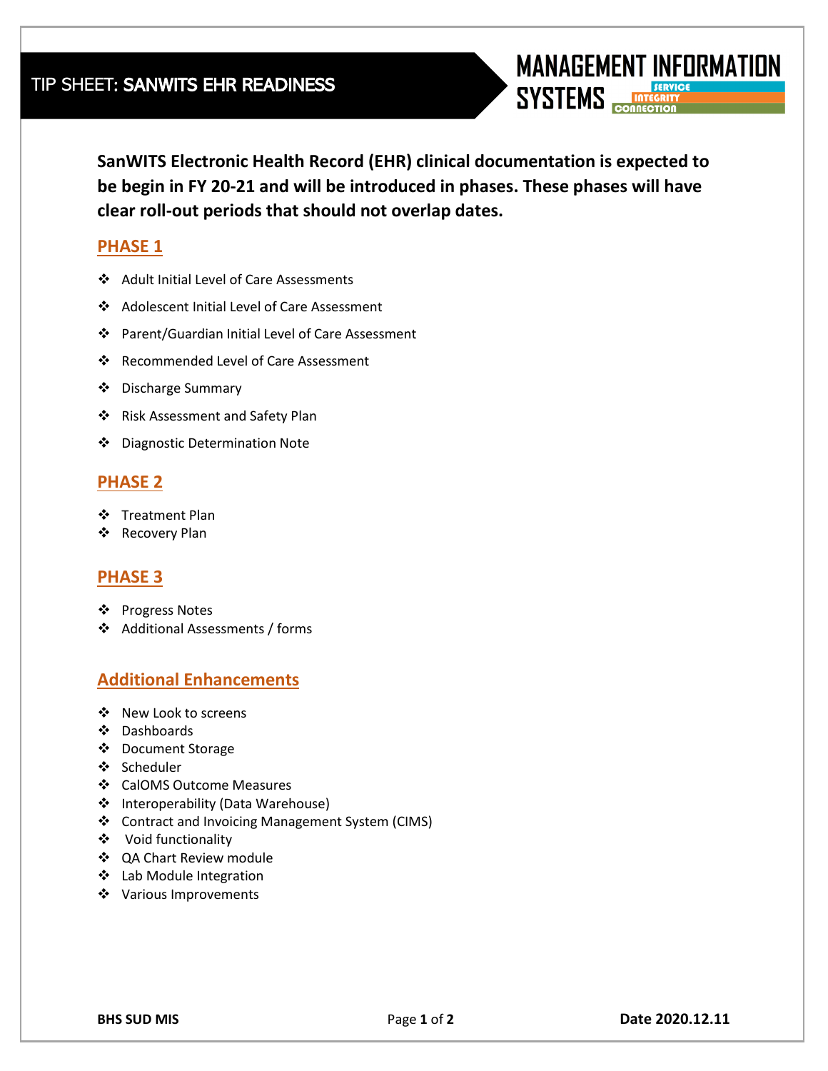# TIP SHEET: SANWITS EHR READINESS

MANAGEMENT INFORMATION SYSTEMS
SERVICE INTEGRITY CONNECTION

**SanWITS Electronic Health Record (EHR) clinical documentation is expected to be begin in FY 20-21 and will be introduced in phases. These phases will have clear roll-out periods that should not overlap dates.**

## PHASE 1

- Adult Initial Level of Care Assessments
- Adolescent Initial Level of Care Assessment
- Parent/Guardian Initial Level of Care Assessment
- Recommended Level of Care Assessment
- Discharge Summary
- Risk Assessment and Safety Plan
- Diagnostic Determination Note

## PHASE 2

- Treatment Plan
- Recovery Plan

## PHASE 3

- Progress Notes
- Additional Assessments / forms

## Additional Enhancements

- New Look to screens
- Dashboards
- Document Storage
- Scheduler
- CalOMS Outcome Measures
- Interoperability (Data Warehouse)
- Contract and Invoicing Management System (CIMS)
- Void functionality
- QA Chart Review module
- Lab Module Integration
- Various Improvements

**BHS SUD MIS** **Date 2020.12.11**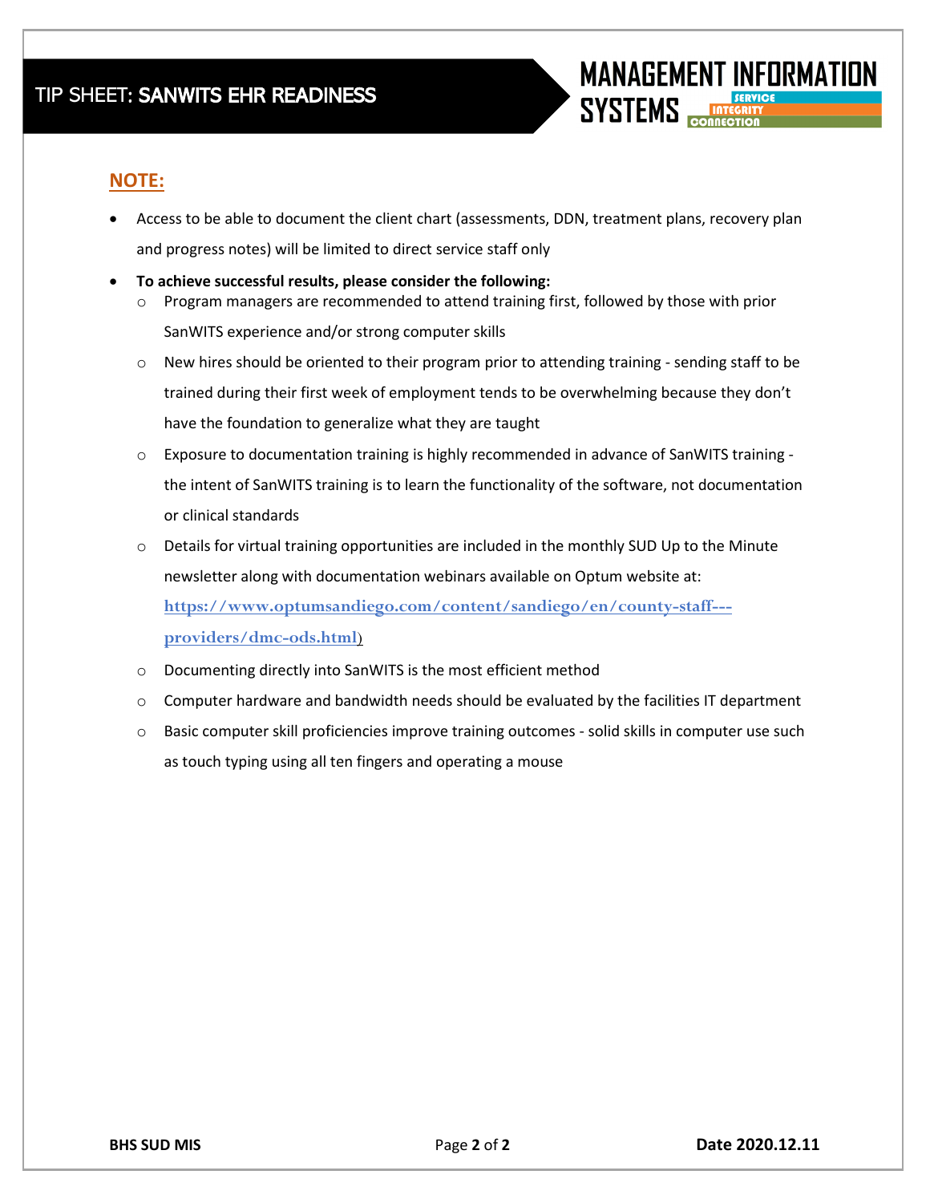# TIP SHEET: SANWITS EHR READINESS

## NOTE:

- Access to be able to document the client chart (assessments, DDN, treatment plans, recovery plan and progress notes) will be limited to direct service staff only
- **To achieve successful results, please consider the following:**
  - Program managers are recommended to attend training first, followed by those with prior SanWITS experience and/or strong computer skills
  - New hires should be oriented to their program prior to attending training - sending staff to be trained during their first week of employment tends to be overwhelming because they don't have the foundation to generalize what they are taught
  - Exposure to documentation training is highly recommended in advance of SanWITS training - the intent of SanWITS training is to learn the functionality of the software, not documentation or clinical standards
  - Details for virtual training opportunities are included in the monthly SUD Up to the Minute newsletter along with documentation webinars available on Optum website at: https://www.optumsandiego.com/content/sandiego/en/county-staff---providers/dmc-ods.html)
  - Documenting directly into SanWITS is the most efficient method
  - Computer hardware and bandwidth needs should be evaluated by the facilities IT department
  - Basic computer skill proficiencies improve training outcomes - solid skills in computer use such as touch typing using all ten fingers and operating a mouse